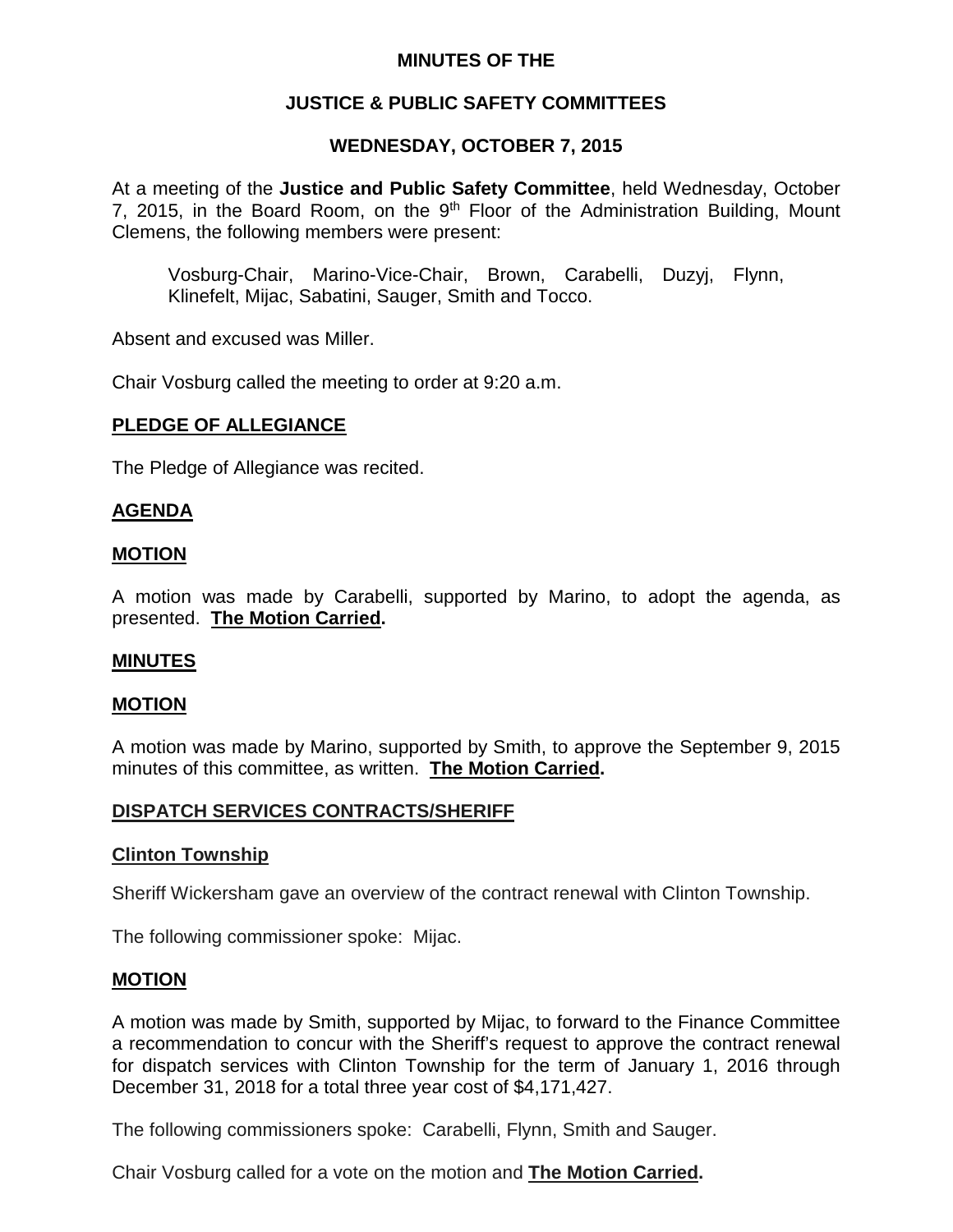# MINUTES OF THE

# JUSTICE & PUBLIC SAFETY COMMITTEES

# WEDNESDAY, OCTOBER 7, 2015

At a meeting of the **Justice and Public Safety Committee**, held Wednesday, October 7, 2015, in the Board Room, on the 9th Floor of the Administration Building, Mount Clemens, the following members were present:

> Vosburg-Chair, Marino-Vice-Chair, Brown, Carabelli, Duzyj, Flynn, Klinefelt, Mijac, Sabatini, Sauger, Smith and Tocco.

Absent and excused was Miller.

Chair Vosburg called the meeting to order at 9:20 a.m.

## PLEDGE OF ALLEGIANCE

The Pledge of Allegiance was recited.

## AGENDA

### MOTION

A motion was made by Carabelli, supported by Marino, to adopt the agenda, as presented. **The Motion Carried.**

## MINUTES

### MOTION

A motion was made by Marino, supported by Smith, to approve the September 9, 2015 minutes of this committee, as written. **The Motion Carried.**

## DISPATCH SERVICES CONTRACTS/SHERIFF

### Clinton Township

Sheriff Wickersham gave an overview of the contract renewal with Clinton Township.

The following commissioner spoke: Mijac.

### MOTION

A motion was made by Smith, supported by Mijac, to forward to the Finance Committee a recommendation to concur with the Sheriff's request to approve the contract renewal for dispatch services with Clinton Township for the term of January 1, 2016 through December 31, 2018 for a total three year cost of $4,171,427.

The following commissioners spoke: Carabelli, Flynn, Smith and Sauger.

Chair Vosburg called for a vote on the motion and **The Motion Carried.**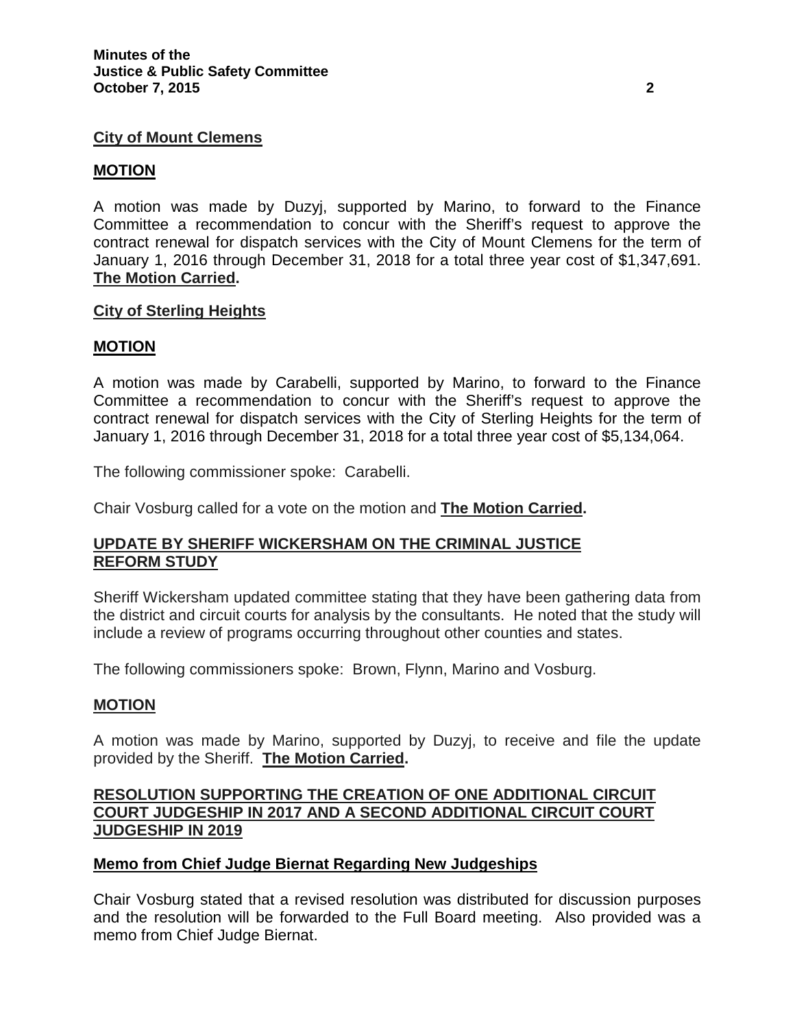**City of Mount Clemens**

**MOTION**

A motion was made by Duzyj, supported by Marino, to forward to the Finance Committee a recommendation to concur with the Sheriff's request to approve the contract renewal for dispatch services with the City of Mount Clemens for the term of January 1, 2016 through December 31, 2018 for a total three year cost of $1,347,691. **The Motion Carried.**

**City of Sterling Heights**

**MOTION**

A motion was made by Carabelli, supported by Marino, to forward to the Finance Committee a recommendation to concur with the Sheriff's request to approve the contract renewal for dispatch services with the City of Sterling Heights for the term of January 1, 2016 through December 31, 2018 for a total three year cost of $5,134,064.

The following commissioner spoke: Carabelli.

Chair Vosburg called for a vote on the motion and **The Motion Carried.**

## UPDATE BY SHERIFF WICKERSHAM ON THE CRIMINAL JUSTICE REFORM STUDY

Sheriff Wickersham updated committee stating that they have been gathering data from the district and circuit courts for analysis by the consultants. He noted that the study will include a review of programs occurring throughout other counties and states.

The following commissioners spoke: Brown, Flynn, Marino and Vosburg.

**MOTION**

A motion was made by Marino, supported by Duzyj, to receive and file the update provided by the Sheriff. **The Motion Carried.**

## RESOLUTION SUPPORTING THE CREATION OF ONE ADDITIONAL CIRCUIT COURT JUDGESHIP IN 2017 AND A SECOND ADDITIONAL CIRCUIT COURT JUDGESHIP IN 2019

**Memo from Chief Judge Biernat Regarding New Judgeships**

Chair Vosburg stated that a revised resolution was distributed for discussion purposes and the resolution will be forwarded to the Full Board meeting. Also provided was a memo from Chief Judge Biernat.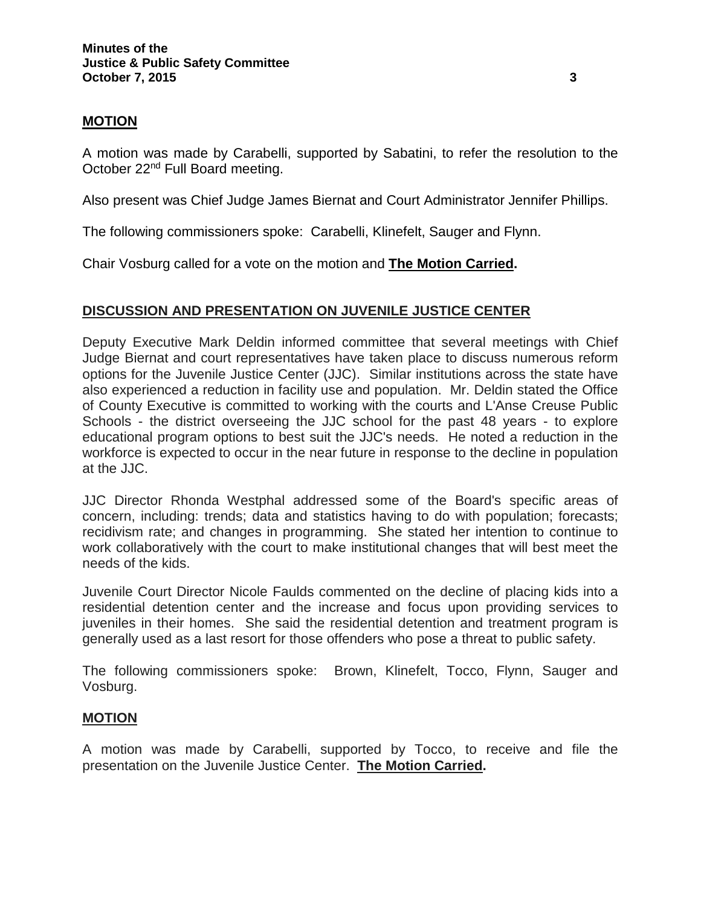**MOTION**

A motion was made by Carabelli, supported by Sabatini, to refer the resolution to the October 22nd Full Board meeting.

Also present was Chief Judge James Biernat and Court Administrator Jennifer Phillips.

The following commissioners spoke: Carabelli, Klinefelt, Sauger and Flynn.

Chair Vosburg called for a vote on the motion and **The Motion Carried.**

**DISCUSSION AND PRESENTATION ON JUVENILE JUSTICE CENTER**

Deputy Executive Mark Deldin informed committee that several meetings with Chief Judge Biernat and court representatives have taken place to discuss numerous reform options for the Juvenile Justice Center (JJC). Similar institutions across the state have also experienced a reduction in facility use and population. Mr. Deldin stated the Office of County Executive is committed to working with the courts and L'Anse Creuse Public Schools - the district overseeing the JJC school for the past 48 years - to explore educational program options to best suit the JJC's needs. He noted a reduction in the workforce is expected to occur in the near future in response to the decline in population at the JJC.

JJC Director Rhonda Westphal addressed some of the Board's specific areas of concern, including: trends; data and statistics having to do with population; forecasts; recidivism rate; and changes in programming. She stated her intention to continue to work collaboratively with the court to make institutional changes that will best meet the needs of the kids.

Juvenile Court Director Nicole Faulds commented on the decline of placing kids into a residential detention center and the increase and focus upon providing services to juveniles in their homes. She said the residential detention and treatment program is generally used as a last resort for those offenders who pose a threat to public safety.

The following commissioners spoke: Brown, Klinefelt, Tocco, Flynn, Sauger and Vosburg.

**MOTION**

A motion was made by Carabelli, supported by Tocco, to receive and file the presentation on the Juvenile Justice Center. **The Motion Carried.**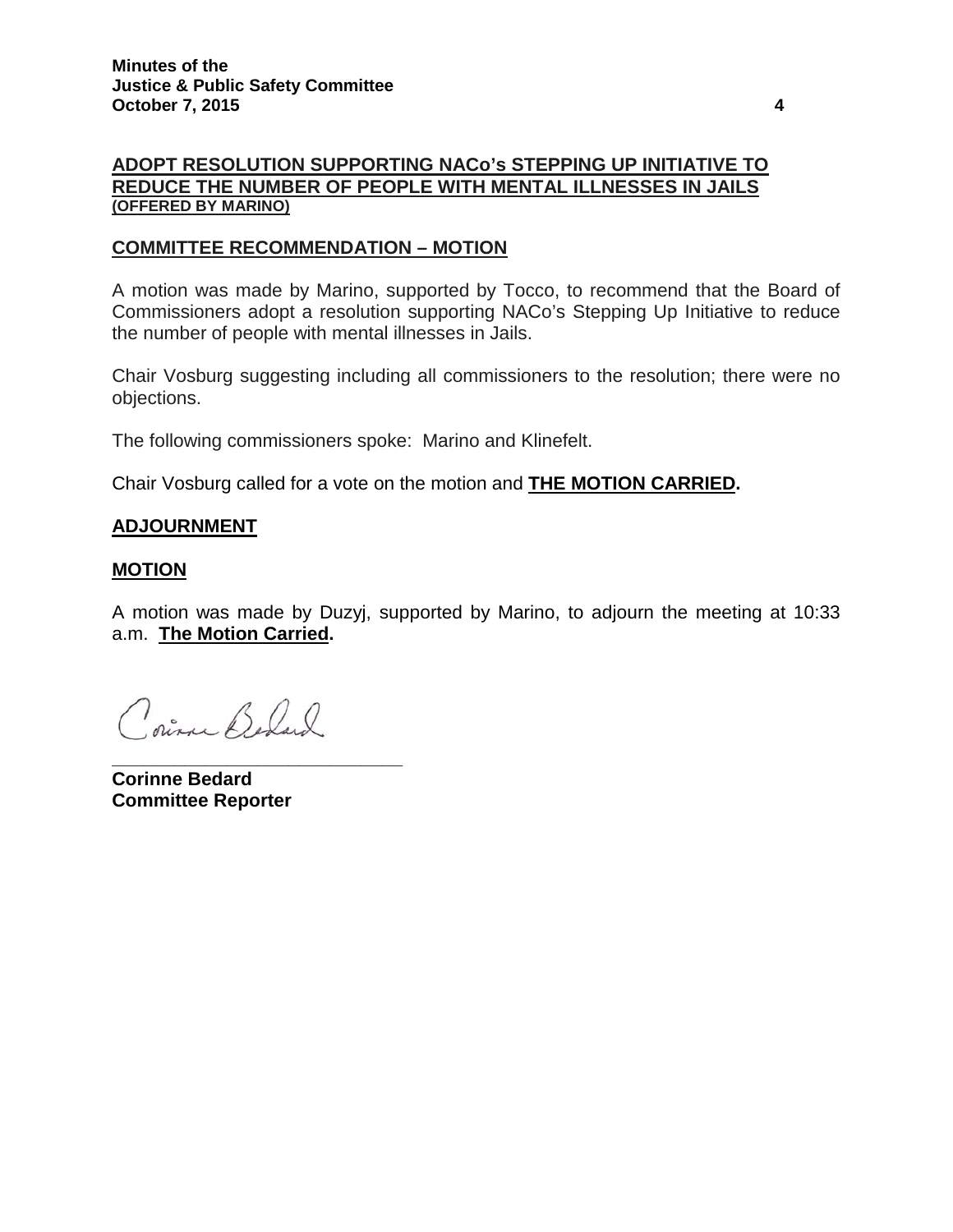## ADOPT RESOLUTION SUPPORTING NACo's STEPPING UP INITIATIVE TO REDUCE THE NUMBER OF PEOPLE WITH MENTAL ILLNESSES IN JAILS
**(OFFERED BY MARINO)**

## COMMITTEE RECOMMENDATION – MOTION

A motion was made by Marino, supported by Tocco, to recommend that the Board of Commissioners adopt a resolution supporting NACo's Stepping Up Initiative to reduce the number of people with mental illnesses in Jails.

Chair Vosburg suggesting including all commissioners to the resolution; there were no objections.

The following commissioners spoke: Marino and Klinefelt.

Chair Vosburg called for a vote on the motion and **THE MOTION CARRIED.**

## ADJOURNMENT

## MOTION

A motion was made by Duzyj, supported by Marino, to adjourn the meeting at 10:33 a.m. **The Motion Carried.**

Corinne Bedard

\_\_\_\_\_\_\_\_\_\_\_\_\_\_\_\_\_\_\_\_\_\_\_\_\_\_\_\_\_\_

**Corinne Bedard**
**Committee Reporter**